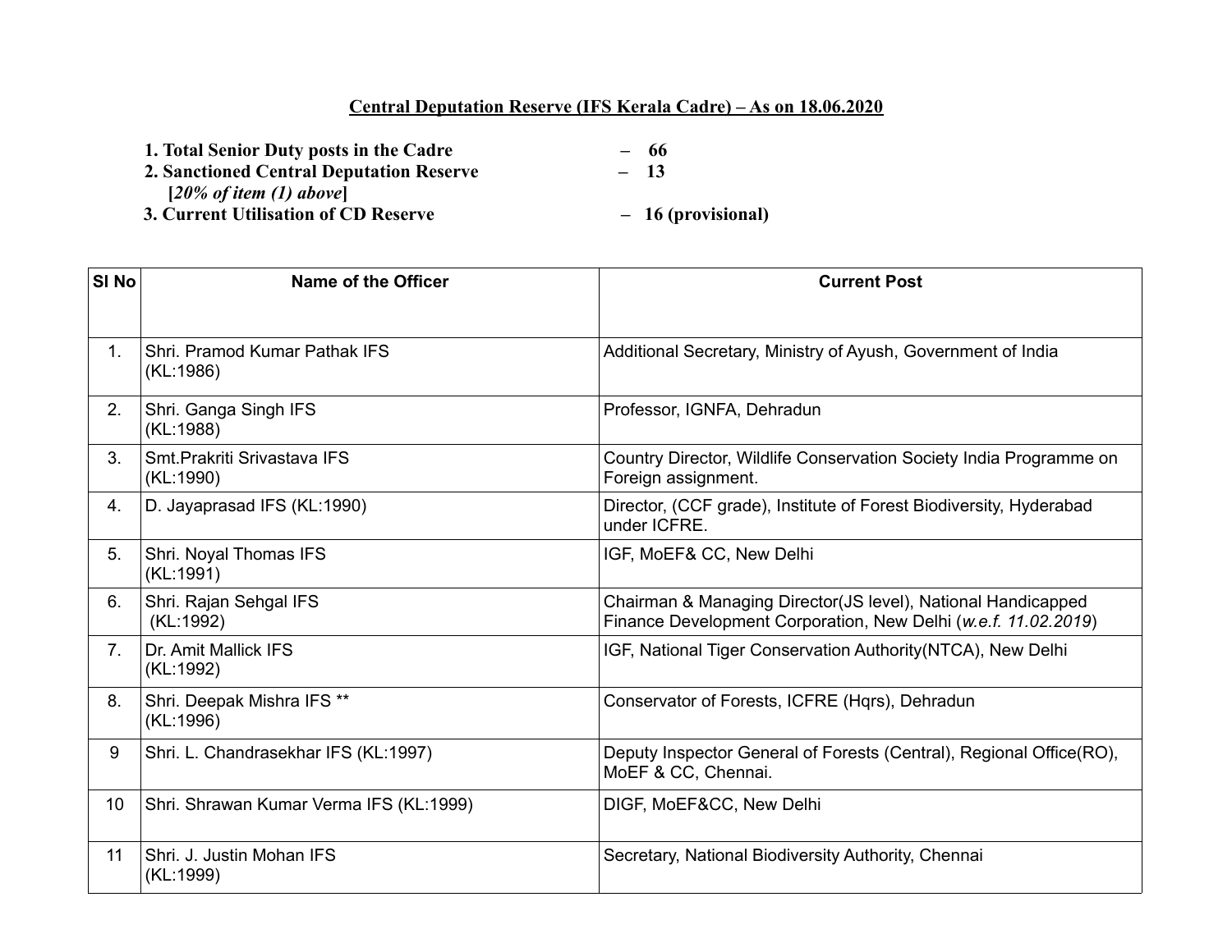# <u>Central Deputation Reserve (IFS Kerala Cadre) – As on 18.06.2020</u>

**1. Total Senior Duty posts in the Cadre – 66**
**2. Sanctioned Central Deputation Reserve – 13**
**[*20% of item (1) above*]**
**3. Current Utilisation of CD Reserve – 16 (provisional)**

| Sl No | Name of the Officer | Current Post |
|---|---|---|
| 1. | Shri. Pramod Kumar Pathak IFS (KL:1986) | Additional Secretary, Ministry of Ayush, Government of India |
| 2. | Shri. Ganga Singh IFS (KL:1988) | Professor, IGNFA, Dehradun |
| 3. | Smt.Prakriti Srivastava IFS (KL:1990) | Country Director, Wildlife Conservation Society India Programme on Foreign assignment. |
| 4. | D. Jayaprasad IFS (KL:1990) | Director, (CCF grade), Institute of Forest Biodiversity, Hyderabad under ICFRE. |
| 5. | Shri. Noyal Thomas IFS (KL:1991) | IGF, MoEF& CC, New Delhi |
| 6. | Shri. Rajan Sehgal IFS (KL:1992) | Chairman & Managing Director(JS level), National Handicapped Finance Development Corporation, New Delhi (*w.e.f. 11.02.2019*) |
| 7. | Dr. Amit Mallick IFS (KL:1992) | IGF, National Tiger Conservation Authority(NTCA), New Delhi |
| 8. | Shri. Deepak Mishra IFS ** (KL:1996) | Conservator of Forests, ICFRE (Hqrs), Dehradun |
| 9 | Shri. L. Chandrasekhar IFS (KL:1997) | Deputy Inspector General of Forests (Central), Regional Office(RO), MoEF & CC, Chennai. |
| 10 | Shri. Shrawan Kumar Verma IFS (KL:1999) | DIGF, MoEF&CC, New Delhi |
| 11 | Shri. J. Justin Mohan IFS (KL:1999) | Secretary, National Biodiversity Authority, Chennai |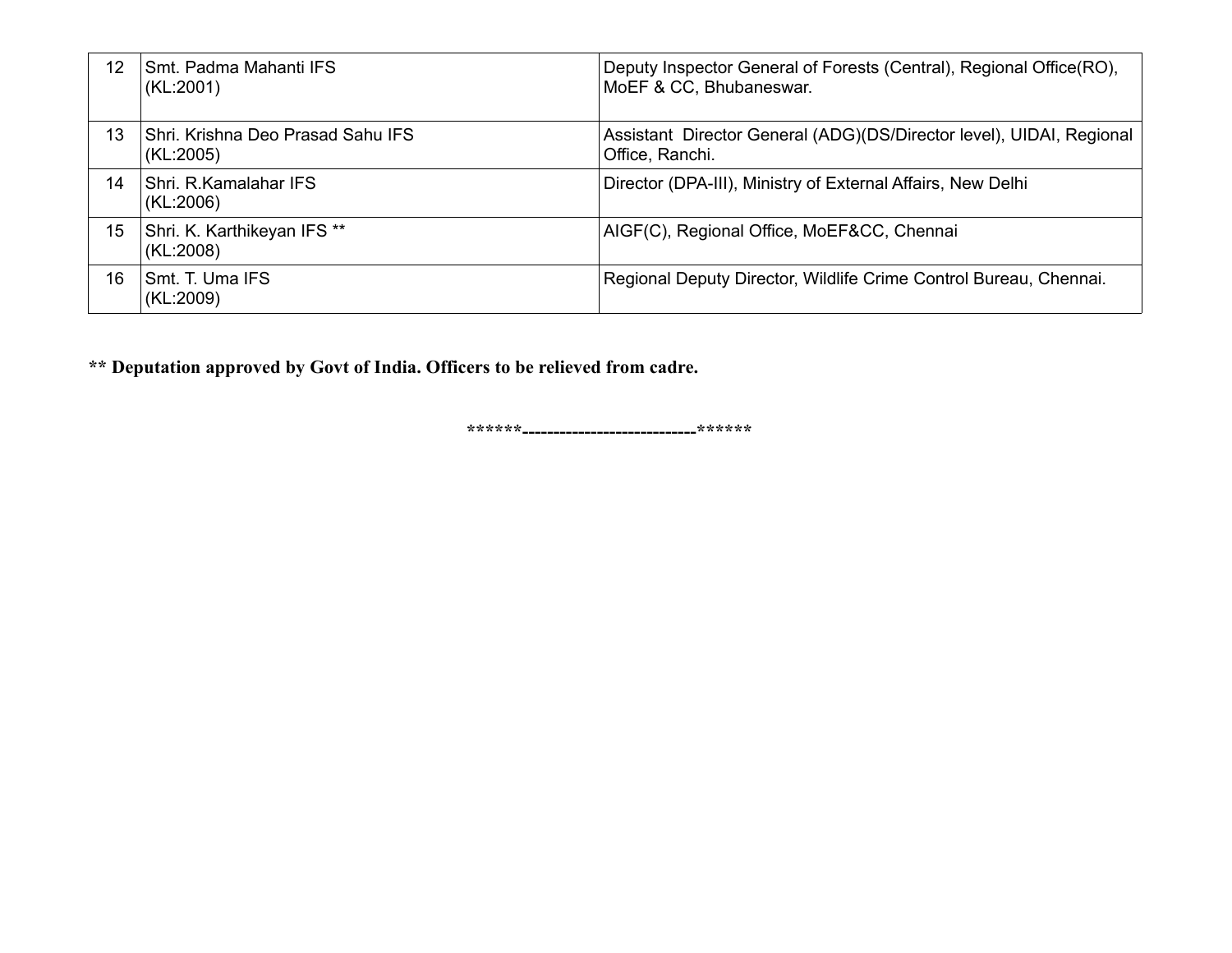| | | |
|---|---|---|
| 12 | Smt. Padma Mahanti IFS (KL:2001) | Deputy Inspector General of Forests (Central), Regional Office(RO), MoEF & CC, Bhubaneswar. |
| 13 | Shri. Krishna Deo Prasad Sahu IFS (KL:2005) | Assistant Director General (ADG)(DS/Director level), UIDAI, Regional Office, Ranchi. |
| 14 | Shri. R.Kamalahar IFS (KL:2006) | Director (DPA-III), Ministry of External Affairs, New Delhi |
| 15 | Shri. K. Karthikeyan IFS ** (KL:2008) | AIGF(C), Regional Office, MoEF&CC, Chennai |
| 16 | Smt. T. Uma IFS (KL:2009) | Regional Deputy Director, Wildlife Crime Control Bureau, Chennai. |

**** Deputation approved by Govt of India. Officers to be relieved from cadre.**

******------------------------------******